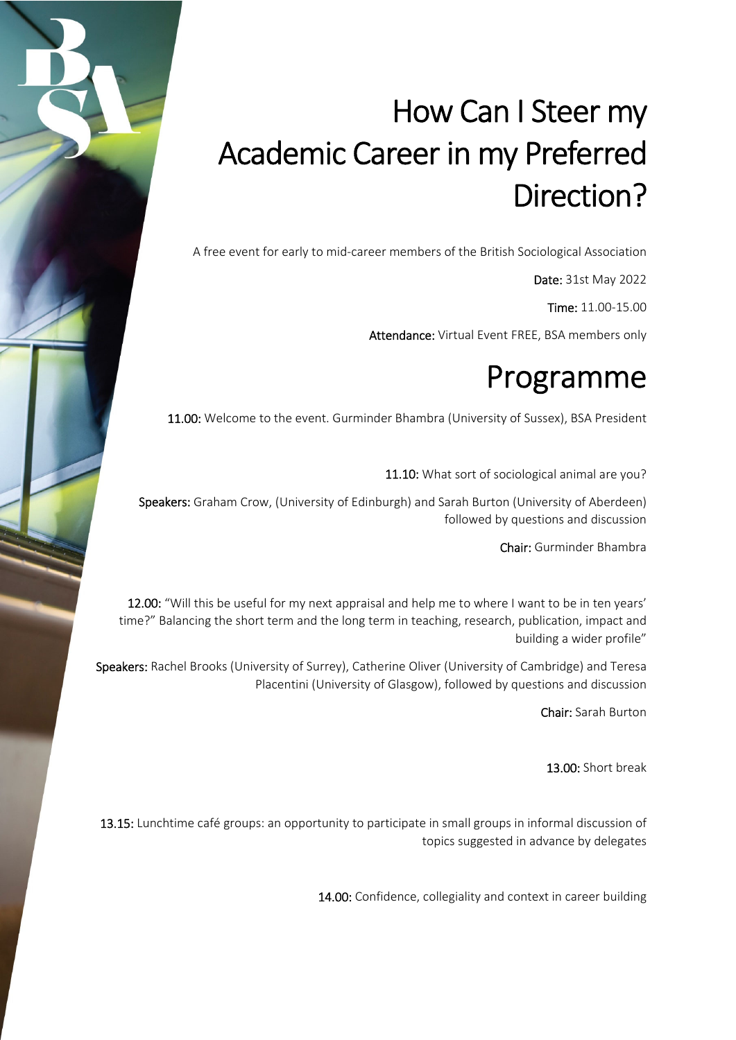# How Can I Steer my Academic Career in my Preferred Direction?

A free event for early to mid-career members of the British Sociological Association

**Date:** 31st May 2022

**Time:** 11.00-15.00

**Attendance:** Virtual Event FREE, BSA members only

## Programme

**11.00:** Welcome to the event. Gurminder Bhambra (University of Sussex), BSA President

**11.10:** What sort of sociological animal are you?

**Speakers:** Graham Crow, (University of Edinburgh) and Sarah Burton (University of Aberdeen) followed by questions and discussion

**Chair:** Gurminder Bhambra

**12.00:** "Will this be useful for my next appraisal and help me to where I want to be in ten years' time?" Balancing the short term and the long term in teaching, research, publication, impact and building a wider profile"

**Speakers:** Rachel Brooks (University of Surrey), Catherine Oliver (University of Cambridge) and Teresa Placentini (University of Glasgow), followed by questions and discussion

**Chair:** Sarah Burton

**13.00:** Short break

**13.15:** Lunchtime café groups: an opportunity to participate in small groups in informal discussion of topics suggested in advance by delegates

**14.00:** Confidence, collegiality and context in career building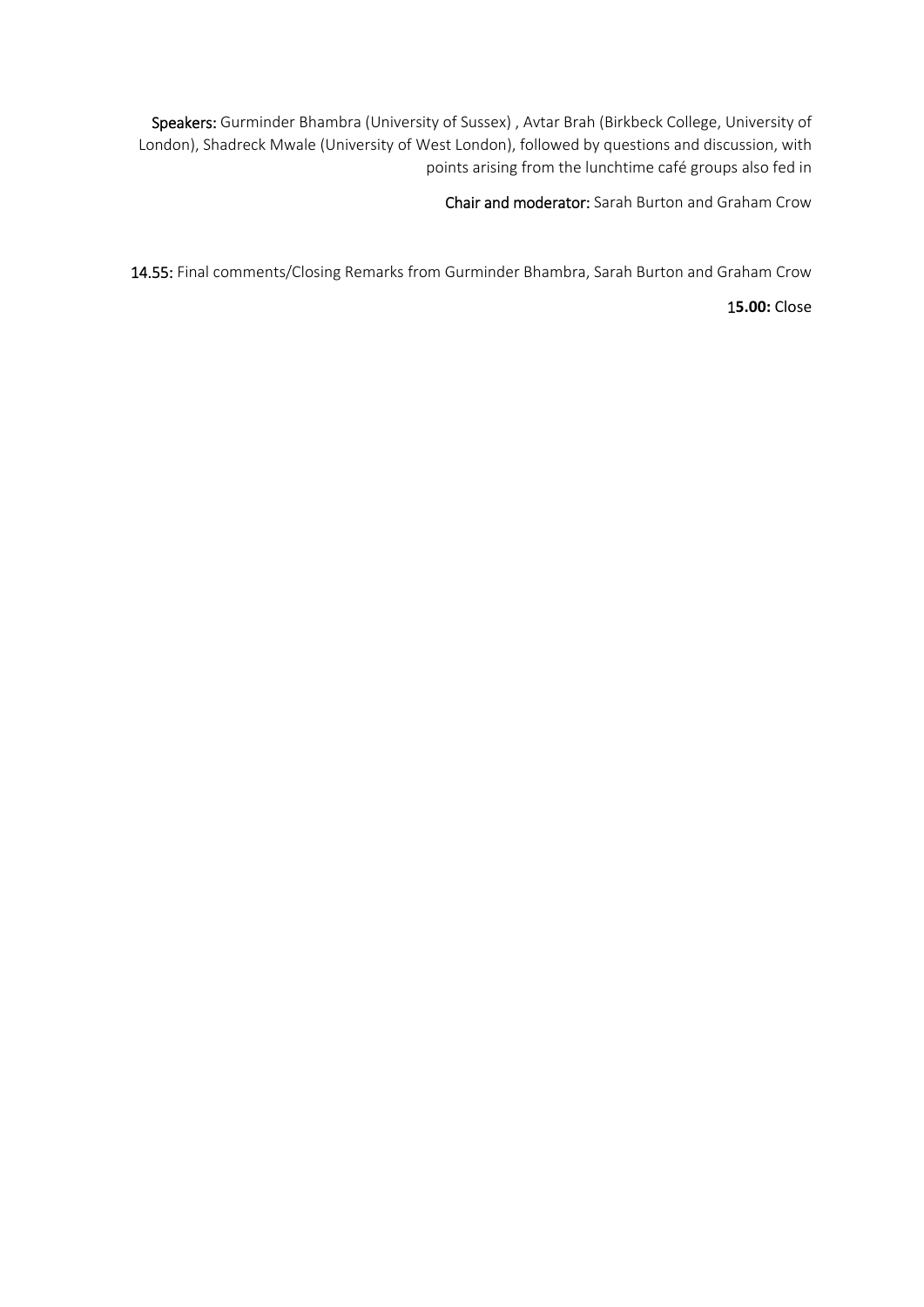**Speakers:** Gurminder Bhambra (University of Sussex) , Avtar Brah (Birkbeck College, University of London), Shadreck Mwale (University of West London), followed by questions and discussion, with points arising from the lunchtime café groups also fed in

**Chair and moderator:** Sarah Burton and Graham Crow

**14.55:** Final comments/Closing Remarks from Gurminder Bhambra, Sarah Burton and Graham Crow

**15.00:** Close